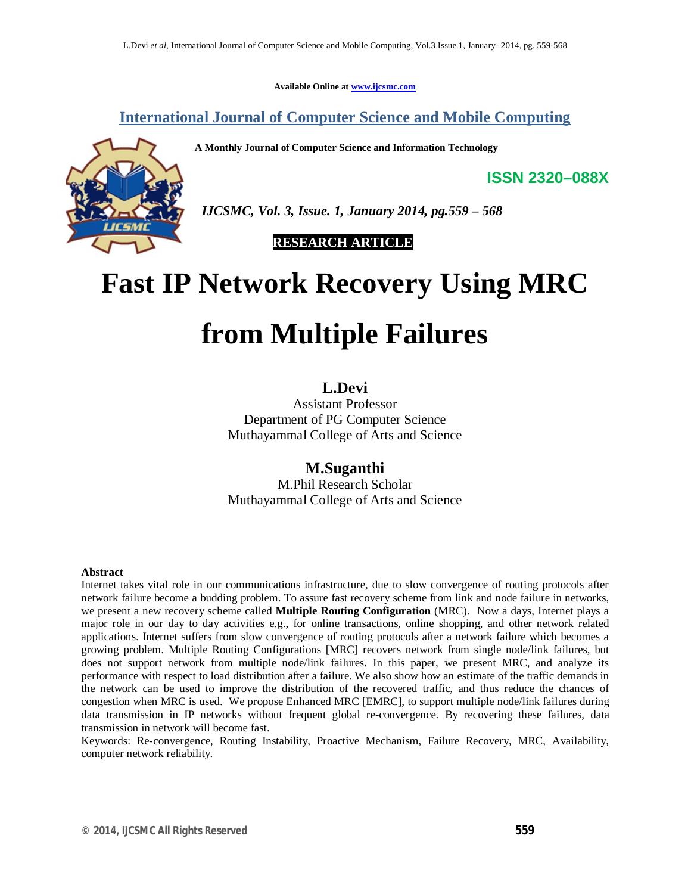Available Online at www.ijcsmc.com

## International Journal of Computer Science and Mobile Computing

**A Monthly Journal of Computer Science and Information Technology**

**ISSN 2320–088X**

*IJCSMC, Vol. 3, Issue. 1, January 2014, pg.559 – 568*

**RESEARCH ARTICLE**

# Fast IP Network Recovery Using MRC from Multiple Failures

**L.Devi**
Assistant Professor
Department of PG Computer Science
Muthayammal College of Arts and Science

**M.Suganthi**
M.Phil Research Scholar
Muthayammal College of Arts and Science

**Abstract**

Internet takes vital role in our communications infrastructure, due to slow convergence of routing protocols after network failure become a budding problem. To assure fast recovery scheme from link and node failure in networks, we present a new recovery scheme called **Multiple Routing Configuration** (MRC). Now a days, Internet plays a major role in our day to day activities e.g., for online transactions, online shopping, and other network related applications. Internet suffers from slow convergence of routing protocols after a network failure which becomes a growing problem. Multiple Routing Configurations [MRC] recovers network from single node/link failures, but does not support network from multiple node/link failures. In this paper, we present MRC, and analyze its performance with respect to load distribution after a failure. We also show how an estimate of the traffic demands in the network can be used to improve the distribution of the recovered traffic, and thus reduce the chances of congestion when MRC is used. We propose Enhanced MRC [EMRC], to support multiple node/link failures during data transmission in IP networks without frequent global re-convergence. By recovering these failures, data transmission in network will become fast.

Keywords: Re-convergence, Routing Instability, Proactive Mechanism, Failure Recovery, MRC, Availability, computer network reliability.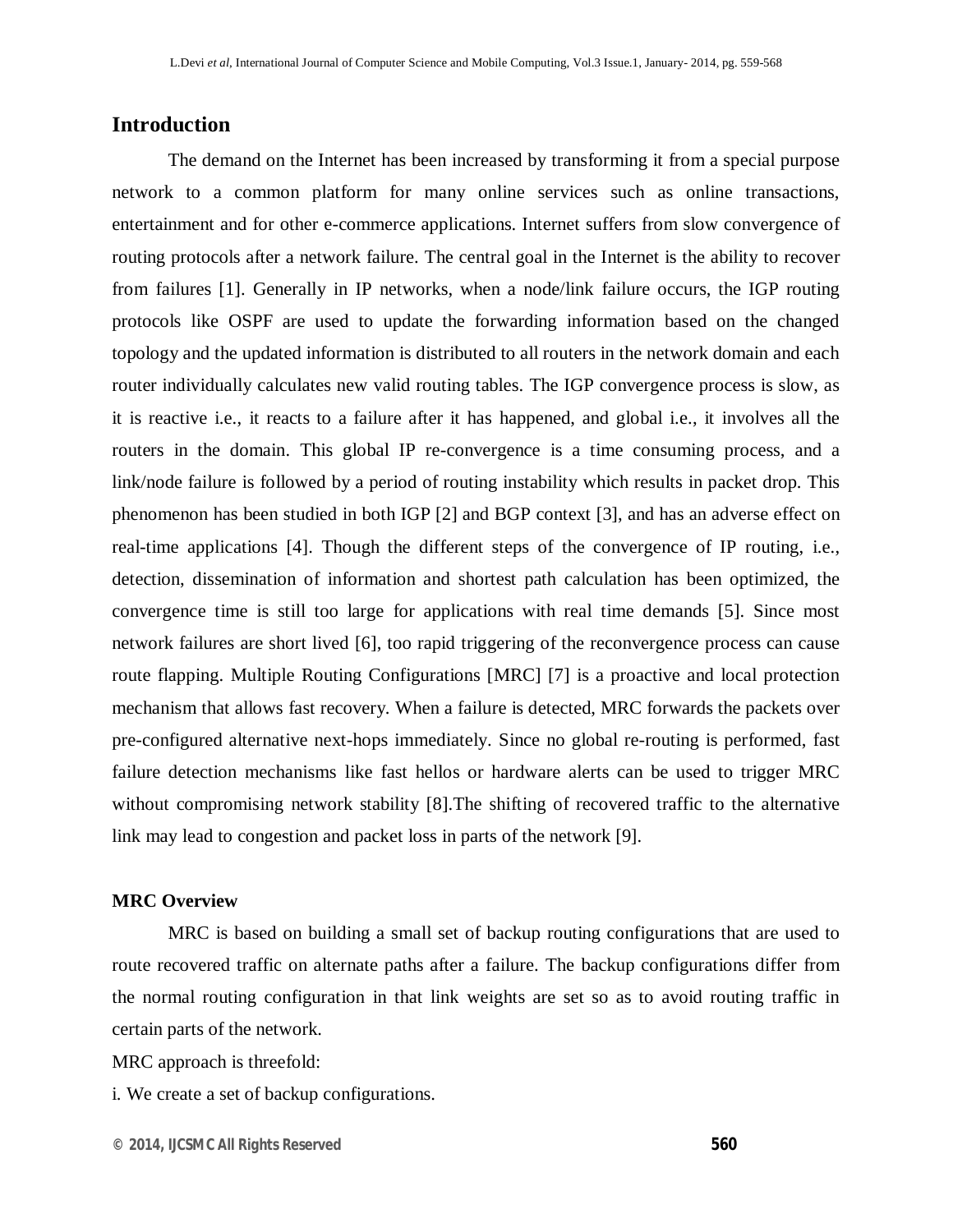## Introduction

The demand on the Internet has been increased by transforming it from a special purpose network to a common platform for many online services such as online transactions, entertainment and for other e-commerce applications. Internet suffers from slow convergence of routing protocols after a network failure. The central goal in the Internet is the ability to recover from failures [1]. Generally in IP networks, when a node/link failure occurs, the IGP routing protocols like OSPF are used to update the forwarding information based on the changed topology and the updated information is distributed to all routers in the network domain and each router individually calculates new valid routing tables. The IGP convergence process is slow, as it is reactive i.e., it reacts to a failure after it has happened, and global i.e., it involves all the routers in the domain. This global IP re-convergence is a time consuming process, and a link/node failure is followed by a period of routing instability which results in packet drop. This phenomenon has been studied in both IGP [2] and BGP context [3], and has an adverse effect on real-time applications [4]. Though the different steps of the convergence of IP routing, i.e., detection, dissemination of information and shortest path calculation has been optimized, the convergence time is still too large for applications with real time demands [5]. Since most network failures are short lived [6], too rapid triggering of the reconvergence process can cause route flapping. Multiple Routing Configurations [MRC] [7] is a proactive and local protection mechanism that allows fast recovery. When a failure is detected, MRC forwards the packets over pre-configured alternative next-hops immediately. Since no global re-routing is performed, fast failure detection mechanisms like fast hellos or hardware alerts can be used to trigger MRC without compromising network stability [8].The shifting of recovered traffic to the alternative link may lead to congestion and packet loss in parts of the network [9].

### MRC Overview

MRC is based on building a small set of backup routing configurations that are used to route recovered traffic on alternate paths after a failure. The backup configurations differ from the normal routing configuration in that link weights are set so as to avoid routing traffic in certain parts of the network.

MRC approach is threefold:

i. We create a set of backup configurations.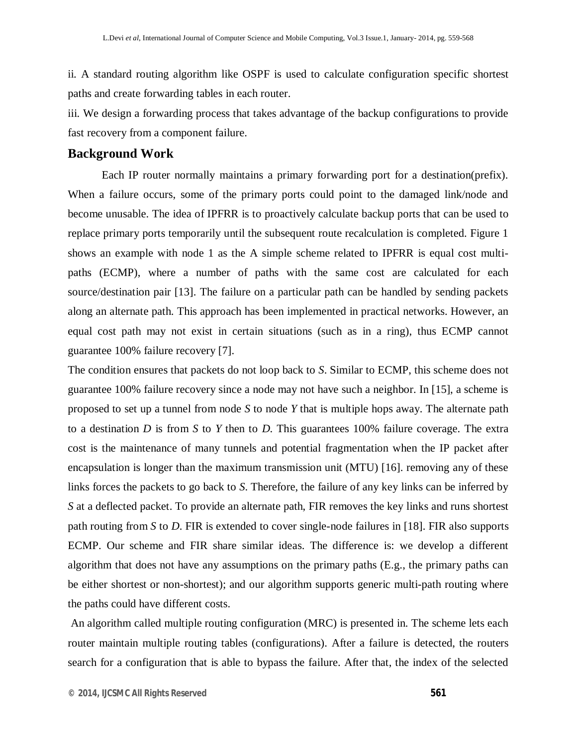ii. A standard routing algorithm like OSPF is used to calculate configuration specific shortest paths and create forwarding tables in each router.

iii. We design a forwarding process that takes advantage of the backup configurations to provide fast recovery from a component failure.

## Background Work

Each IP router normally maintains a primary forwarding port for a destination(prefix). When a failure occurs, some of the primary ports could point to the damaged link/node and become unusable. The idea of IPFRR is to proactively calculate backup ports that can be used to replace primary ports temporarily until the subsequent route recalculation is completed. Figure 1 shows an example with node 1 as the A simple scheme related to IPFRR is equal cost multi-paths (ECMP), where a number of paths with the same cost are calculated for each source/destination pair [13]. The failure on a particular path can be handled by sending packets along an alternate path. This approach has been implemented in practical networks. However, an equal cost path may not exist in certain situations (such as in a ring), thus ECMP cannot guarantee 100% failure recovery [7].

The condition ensures that packets do not loop back to *S*. Similar to ECMP, this scheme does not guarantee 100% failure recovery since a node may not have such a neighbor. In [15], a scheme is proposed to set up a tunnel from node *S* to node *Y* that is multiple hops away. The alternate path to a destination *D* is from *S* to *Y* then to *D*. This guarantees 100% failure coverage. The extra cost is the maintenance of many tunnels and potential fragmentation when the IP packet after encapsulation is longer than the maximum transmission unit (MTU) [16]. removing any of these links forces the packets to go back to *S*. Therefore, the failure of any key links can be inferred by *S* at a deflected packet. To provide an alternate path, FIR removes the key links and runs shortest path routing from *S* to *D*. FIR is extended to cover single-node failures in [18]. FIR also supports ECMP. Our scheme and FIR share similar ideas. The difference is: we develop a different algorithm that does not have any assumptions on the primary paths (E.g., the primary paths can be either shortest or non-shortest); and our algorithm supports generic multi-path routing where the paths could have different costs.

An algorithm called multiple routing configuration (MRC) is presented in. The scheme lets each router maintain multiple routing tables (configurations). After a failure is detected, the routers search for a configuration that is able to bypass the failure. After that, the index of the selected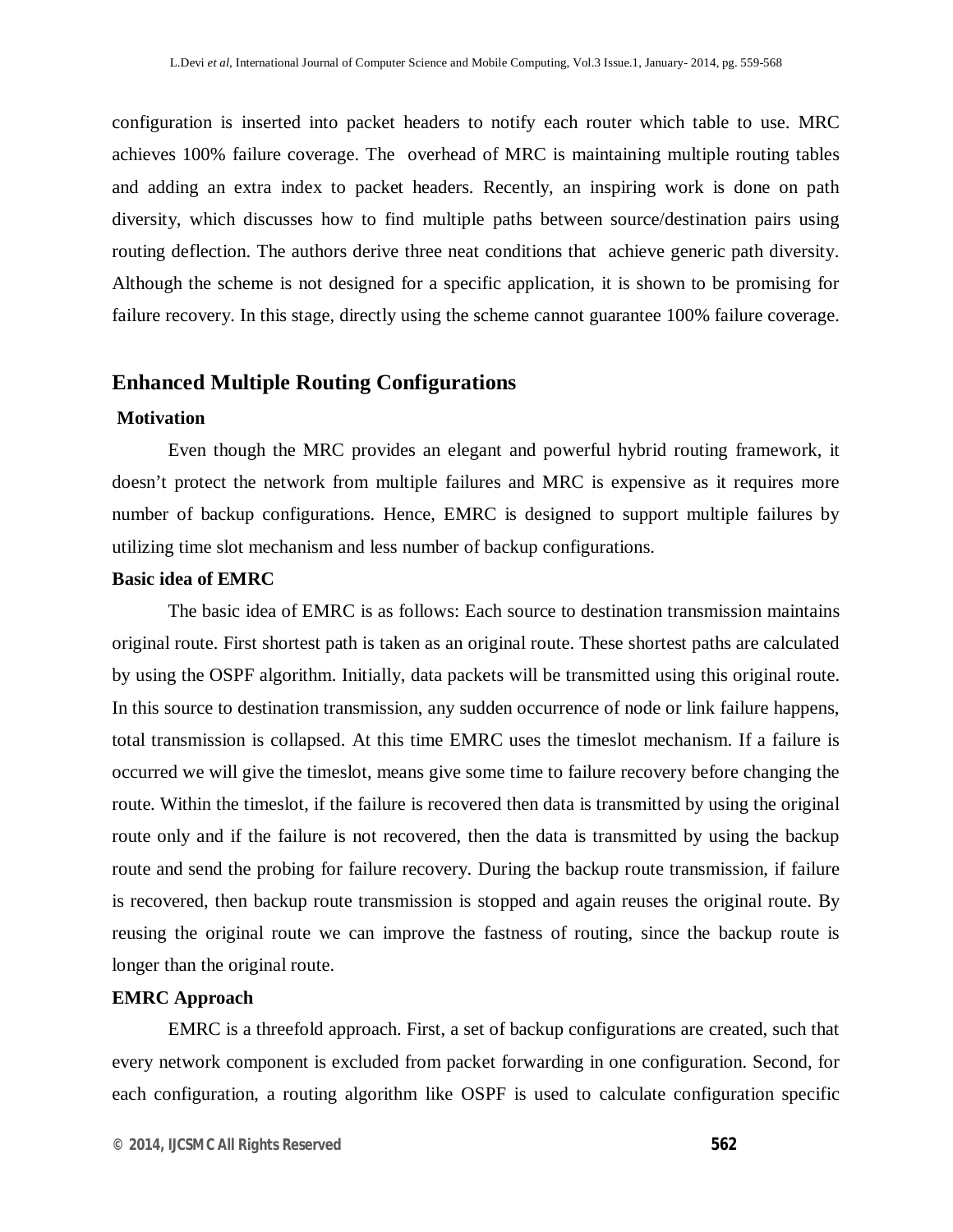configuration is inserted into packet headers to notify each router which table to use. MRC achieves 100% failure coverage. The overhead of MRC is maintaining multiple routing tables and adding an extra index to packet headers. Recently, an inspiring work is done on path diversity, which discusses how to find multiple paths between source/destination pairs using routing deflection. The authors derive three neat conditions that achieve generic path diversity. Although the scheme is not designed for a specific application, it is shown to be promising for failure recovery. In this stage, directly using the scheme cannot guarantee 100% failure coverage.

## Enhanced Multiple Routing Configurations

### Motivation

Even though the MRC provides an elegant and powerful hybrid routing framework, it doesn't protect the network from multiple failures and MRC is expensive as it requires more number of backup configurations. Hence, EMRC is designed to support multiple failures by utilizing time slot mechanism and less number of backup configurations.

### Basic idea of EMRC

The basic idea of EMRC is as follows: Each source to destination transmission maintains original route. First shortest path is taken as an original route. These shortest paths are calculated by using the OSPF algorithm. Initially, data packets will be transmitted using this original route. In this source to destination transmission, any sudden occurrence of node or link failure happens, total transmission is collapsed. At this time EMRC uses the timeslot mechanism. If a failure is occurred we will give the timeslot, means give some time to failure recovery before changing the route. Within the timeslot, if the failure is recovered then data is transmitted by using the original route only and if the failure is not recovered, then the data is transmitted by using the backup route and send the probing for failure recovery. During the backup route transmission, if failure is recovered, then backup route transmission is stopped and again reuses the original route. By reusing the original route we can improve the fastness of routing, since the backup route is longer than the original route.

### EMRC Approach

EMRC is a threefold approach. First, a set of backup configurations are created, such that every network component is excluded from packet forwarding in one configuration. Second, for each configuration, a routing algorithm like OSPF is used to calculate configuration specific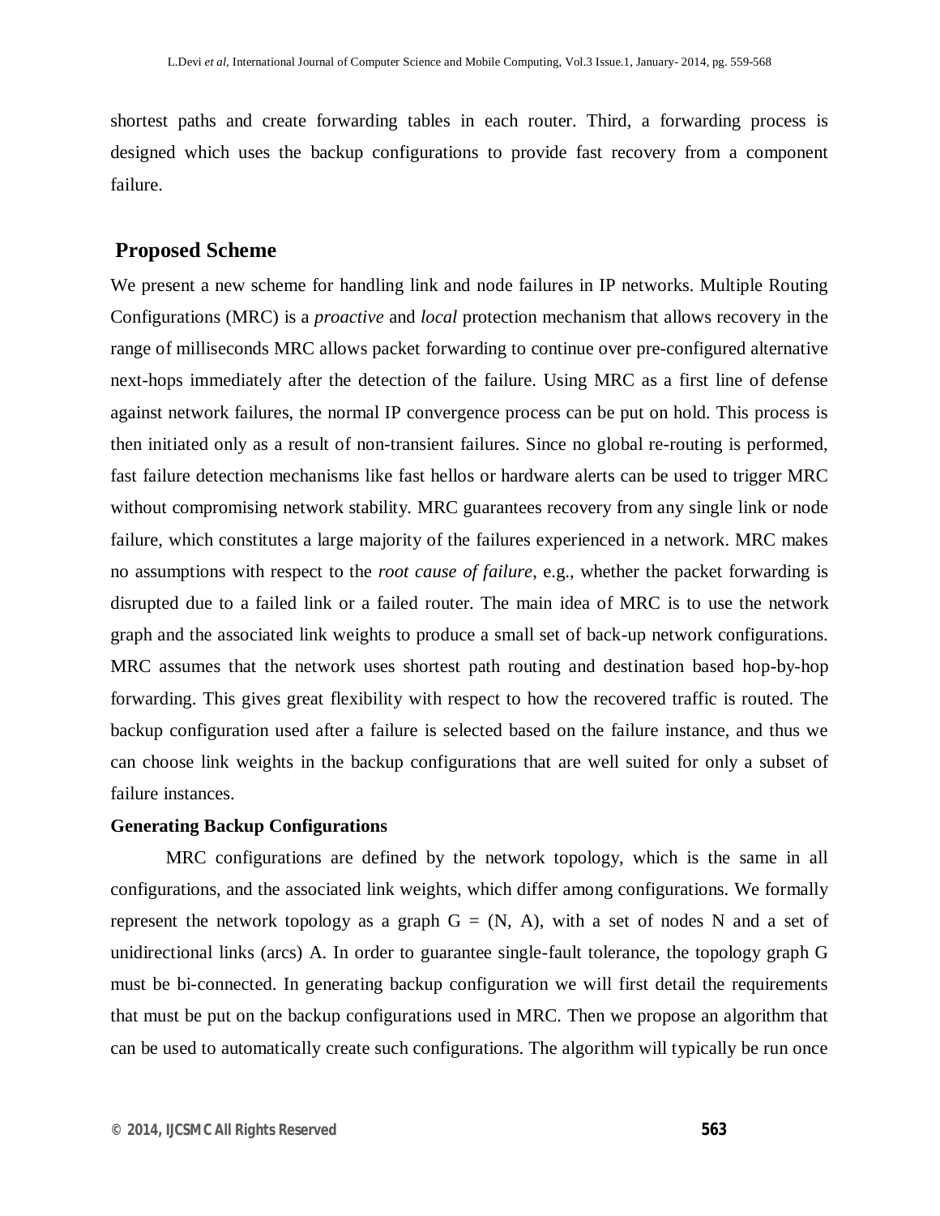shortest paths and create forwarding tables in each router. Third, a forwarding process is designed which uses the backup configurations to provide fast recovery from a component failure.

## Proposed Scheme

We present a new scheme for handling link and node failures in IP networks. Multiple Routing Configurations (MRC) is a *proactive* and *local* protection mechanism that allows recovery in the range of milliseconds MRC allows packet forwarding to continue over pre-configured alternative next-hops immediately after the detection of the failure. Using MRC as a first line of defense against network failures, the normal IP convergence process can be put on hold. This process is then initiated only as a result of non-transient failures. Since no global re-routing is performed, fast failure detection mechanisms like fast hellos or hardware alerts can be used to trigger MRC without compromising network stability. MRC guarantees recovery from any single link or node failure, which constitutes a large majority of the failures experienced in a network. MRC makes no assumptions with respect to the *root cause of failure*, e.g., whether the packet forwarding is disrupted due to a failed link or a failed router. The main idea of MRC is to use the network graph and the associated link weights to produce a small set of back-up network configurations. MRC assumes that the network uses shortest path routing and destination based hop-by-hop forwarding. This gives great flexibility with respect to how the recovered traffic is routed. The backup configuration used after a failure is selected based on the failure instance, and thus we can choose link weights in the backup configurations that are well suited for only a subset of failure instances.

**Generating Backup Configurations**

MRC configurations are defined by the network topology, which is the same in all configurations, and the associated link weights, which differ among configurations. We formally represent the network topology as a graph $G = (N, A)$, with a set of nodes N and a set of unidirectional links (arcs) A. In order to guarantee single-fault tolerance, the topology graph G must be bi-connected. In generating backup configuration we will first detail the requirements that must be put on the backup configurations used in MRC. Then we propose an algorithm that can be used to automatically create such configurations. The algorithm will typically be run once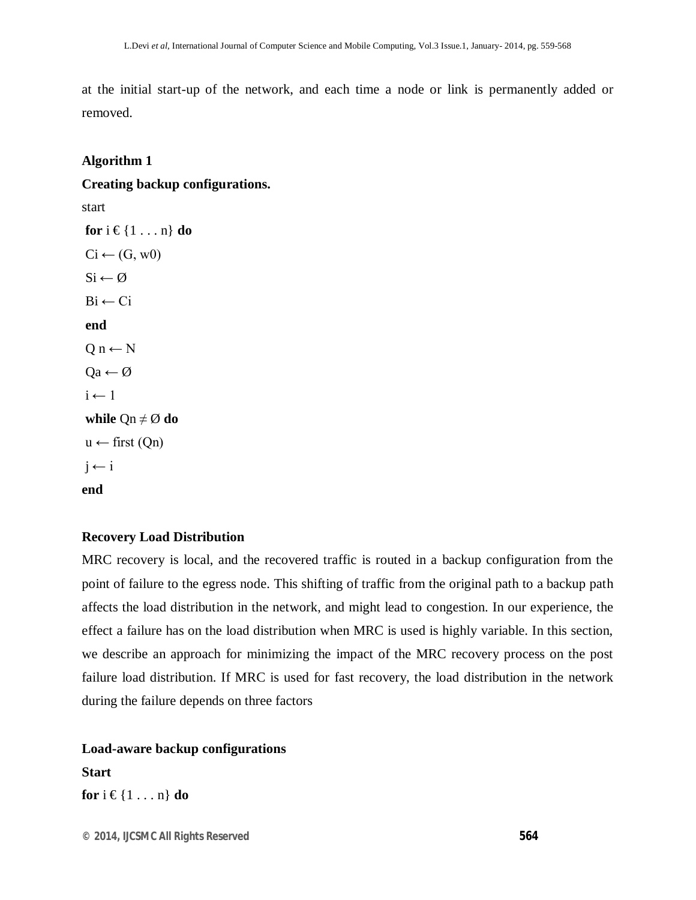at the initial start-up of the network, and each time a node or link is permanently added or removed.

**Algorithm 1**

**Creating backup configurations.**

start

**for** i € {1 . . . n} **do**

Ci ← (G, w0)

Si ← Ø

Bi ← Ci

**end**

Q n ← N

Qa ← Ø

i ← 1

**while** Qn ≠ Ø **do**

u ← first (Qn)

j ← i

**end**

**Recovery Load Distribution**

MRC recovery is local, and the recovered traffic is routed in a backup configuration from the point of failure to the egress node. This shifting of traffic from the original path to a backup path affects the load distribution in the network, and might lead to congestion. In our experience, the effect a failure has on the load distribution when MRC is used is highly variable. In this section, we describe an approach for minimizing the impact of the MRC recovery process on the post failure load distribution. If MRC is used for fast recovery, the load distribution in the network during the failure depends on three factors

**Load-aware backup configurations**

**Start**

**for** i € {1 . . . n} **do**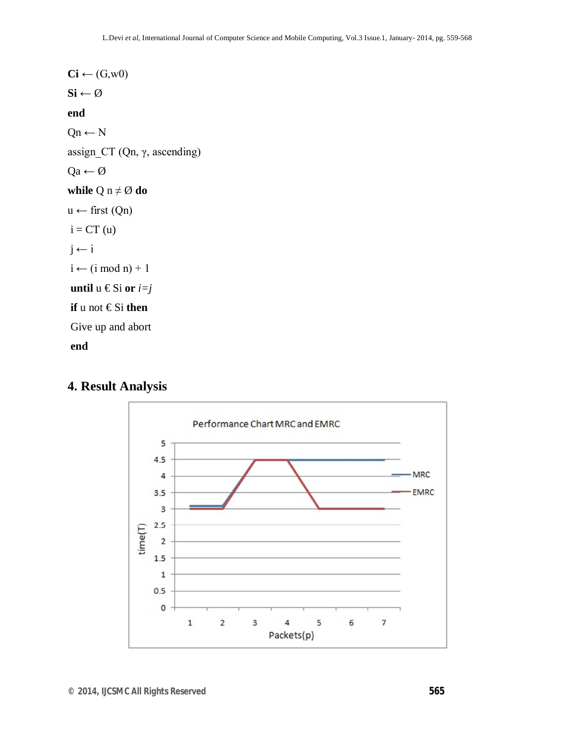**Ci** ← (G,w0)

**Si** ← Ø

**end**

Qn ← N

assign_CT (Qn, γ, ascending)

Qa ← Ø

**while** Q n ≠ Ø **do**

u ← first (Qn)

i = CT (u)

j ← i

i ← (i mod n) + 1

**until** u € Si **or** *i=j*

**if** u not € Si **then**

Give up and abort

**end**

## 4. Result Analysis

Performance Chart MRC and EMRC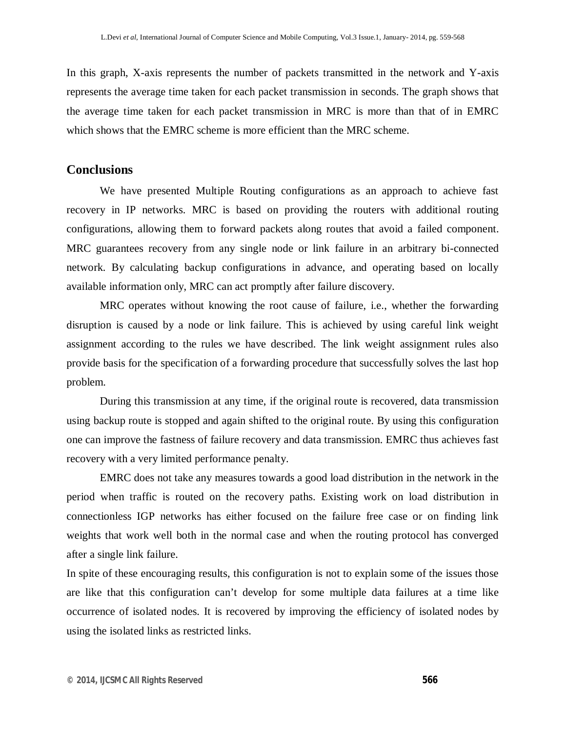In this graph, X-axis represents the number of packets transmitted in the network and Y-axis represents the average time taken for each packet transmission in seconds. The graph shows that the average time taken for each packet transmission in MRC is more than that of in EMRC which shows that the EMRC scheme is more efficient than the MRC scheme.

## Conclusions

We have presented Multiple Routing configurations as an approach to achieve fast recovery in IP networks. MRC is based on providing the routers with additional routing configurations, allowing them to forward packets along routes that avoid a failed component. MRC guarantees recovery from any single node or link failure in an arbitrary bi-connected network. By calculating backup configurations in advance, and operating based on locally available information only, MRC can act promptly after failure discovery.

MRC operates without knowing the root cause of failure, i.e., whether the forwarding disruption is caused by a node or link failure. This is achieved by using careful link weight assignment according to the rules we have described. The link weight assignment rules also provide basis for the specification of a forwarding procedure that successfully solves the last hop problem.

During this transmission at any time, if the original route is recovered, data transmission using backup route is stopped and again shifted to the original route. By using this configuration one can improve the fastness of failure recovery and data transmission. EMRC thus achieves fast recovery with a very limited performance penalty.

EMRC does not take any measures towards a good load distribution in the network in the period when traffic is routed on the recovery paths. Existing work on load distribution in connectionless IGP networks has either focused on the failure free case or on finding link weights that work well both in the normal case and when the routing protocol has converged after a single link failure.

In spite of these encouraging results, this configuration is not to explain some of the issues those are like that this configuration can't develop for some multiple data failures at a time like occurrence of isolated nodes. It is recovered by improving the efficiency of isolated nodes by using the isolated links as restricted links.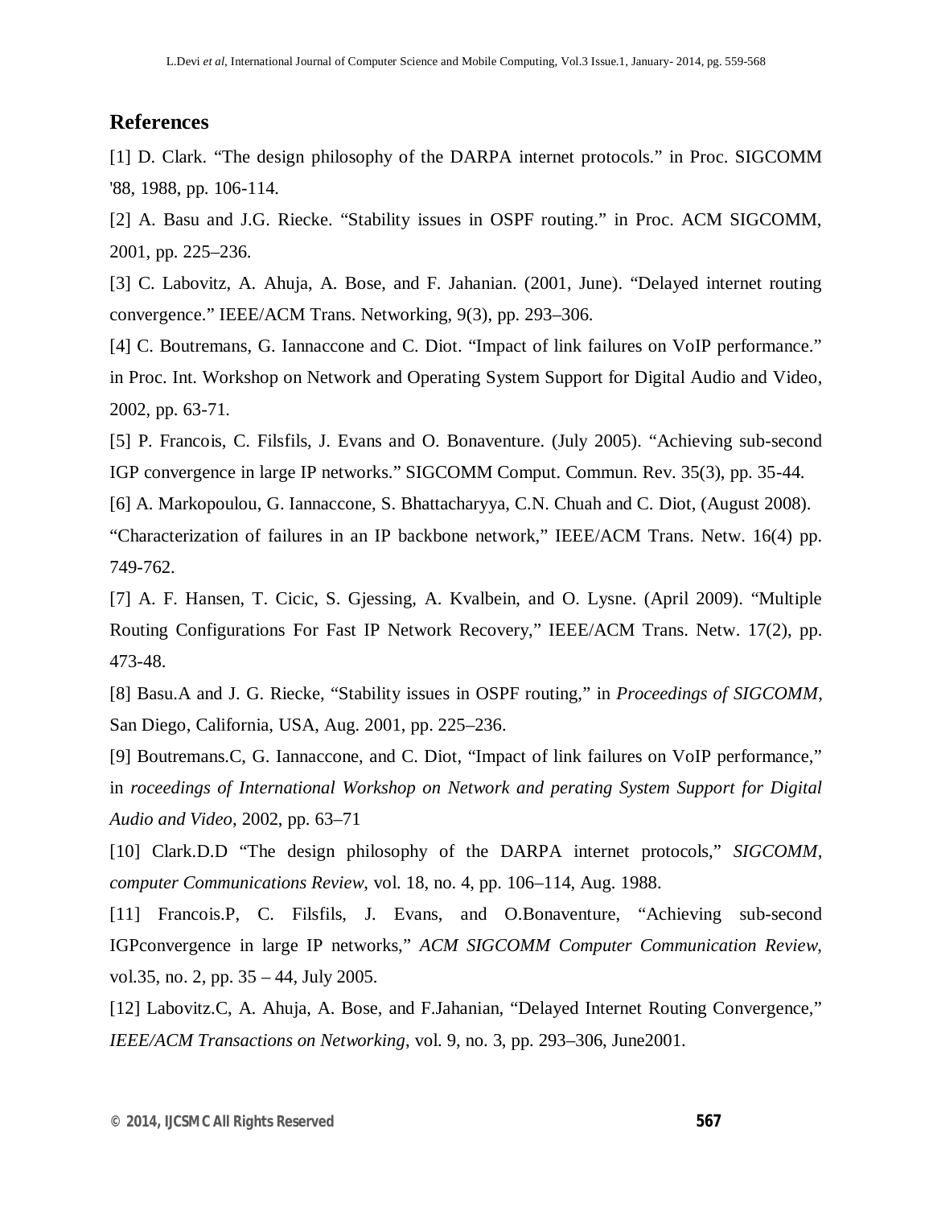## References

[1] D. Clark. “The design philosophy of the DARPA internet protocols.” in Proc. SIGCOMM '88, 1988, pp. 106-114.

[2] A. Basu and J.G. Riecke. “Stability issues in OSPF routing.” in Proc. ACM SIGCOMM, 2001, pp. 225–236.

[3] C. Labovitz, A. Ahuja, A. Bose, and F. Jahanian. (2001, June). “Delayed internet routing convergence.” IEEE/ACM Trans. Networking, 9(3), pp. 293–306.

[4] C. Boutremans, G. Iannaccone and C. Diot. “Impact of link failures on VoIP performance.” in Proc. Int. Workshop on Network and Operating System Support for Digital Audio and Video, 2002, pp. 63-71.

[5] P. Francois, C. Filsfils, J. Evans and O. Bonaventure. (July 2005). “Achieving sub-second IGP convergence in large IP networks.” SIGCOMM Comput. Commun. Rev. 35(3), pp. 35-44.

[6] A. Markopoulou, G. Iannaccone, S. Bhattacharyya, C.N. Chuah and C. Diot, (August 2008). “Characterization of failures in an IP backbone network,” IEEE/ACM Trans. Netw. 16(4) pp. 749-762.

[7] A. F. Hansen, T. Cicic, S. Gjessing, A. Kvalbein, and O. Lysne. (April 2009). “Multiple Routing Configurations For Fast IP Network Recovery,” IEEE/ACM Trans. Netw. 17(2), pp. 473-48.

[8] Basu.A and J. G. Riecke, “Stability issues in OSPF routing,” in *Proceedings of SIGCOMM*, San Diego, California, USA, Aug. 2001, pp. 225–236.

[9] Boutremans.C, G. Iannaccone, and C. Diot, “Impact of link failures on VoIP performance,” in *roceedings of International Workshop on Network and perating System Support for Digital Audio and Video*, 2002, pp. 63–71

[10] Clark.D.D “The design philosophy of the DARPA internet protocols,” *SIGCOMM, computer Communications Review*, vol. 18, no. 4, pp. 106–114, Aug. 1988.

[11] Francois.P, C. Filsfils, J. Evans, and O.Bonaventure, “Achieving sub-second IGPconvergence in large IP networks,” *ACM SIGCOMM Computer Communication Review*, vol.35, no. 2, pp. 35 – 44, July 2005.

[12] Labovitz.C, A. Ahuja, A. Bose, and F.Jahanian, “Delayed Internet Routing Convergence,” *IEEE/ACM Transactions on Networking*, vol. 9, no. 3, pp. 293–306, June2001.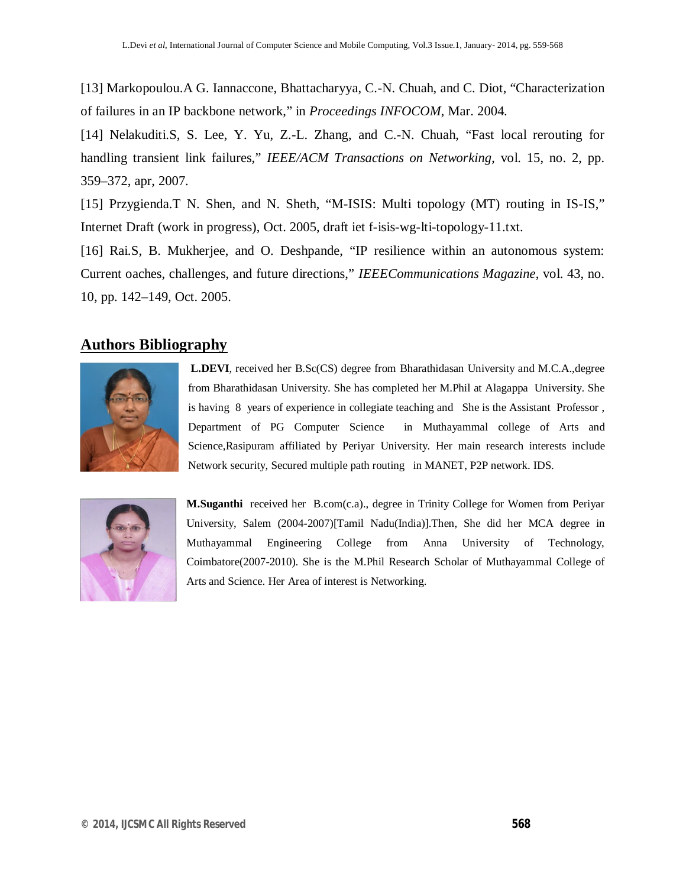[13] Markopoulou.A G. Iannaccone, Bhattacharyya, C.-N. Chuah, and C. Diot, “Characterization of failures in an IP backbone network,” in *Proceedings INFOCOM*, Mar. 2004.

[14] Nelakuditi.S, S. Lee, Y. Yu, Z.-L. Zhang, and C.-N. Chuah, “Fast local rerouting for handling transient link failures,” *IEEE/ACM Transactions on Networking*, vol. 15, no. 2, pp. 359–372, apr, 2007.

[15] Przygienda.T N. Shen, and N. Sheth, “M-ISIS: Multi topology (MT) routing in IS-IS,” Internet Draft (work in progress), Oct. 2005, draft iet f-isis-wg-lti-topology-11.txt.

[16] Rai.S, B. Mukherjee, and O. Deshpande, “IP resilience within an autonomous system: Current oaches, challenges, and future directions,” *IEEECommunications Magazine*, vol. 43, no. 10, pp. 142–149, Oct. 2005.

## Authors Bibliography

**L.DEVI**, received her B.Sc(CS) degree from Bharathidasan University and M.C.A.,degree from Bharathidasan University. She has completed her M.Phil at Alagappa University. She is having 8 years of experience in collegiate teaching and She is the Assistant Professor , Department of PG Computer Science in Muthayammal college of Arts and Science,Rasipuram affiliated by Periyar University. Her main research interests include Network security, Secured multiple path routing in MANET, P2P network. IDS.

**M.Suganthi** received her B.com(c.a)., degree in Trinity College for Women from Periyar University, Salem (2004-2007)[Tamil Nadu(India)].Then, She did her MCA degree in Muthayammal Engineering College from Anna University of Technology, Coimbatore(2007-2010). She is the M.Phil Research Scholar of Muthayammal College of Arts and Science. Her Area of interest is Networking.